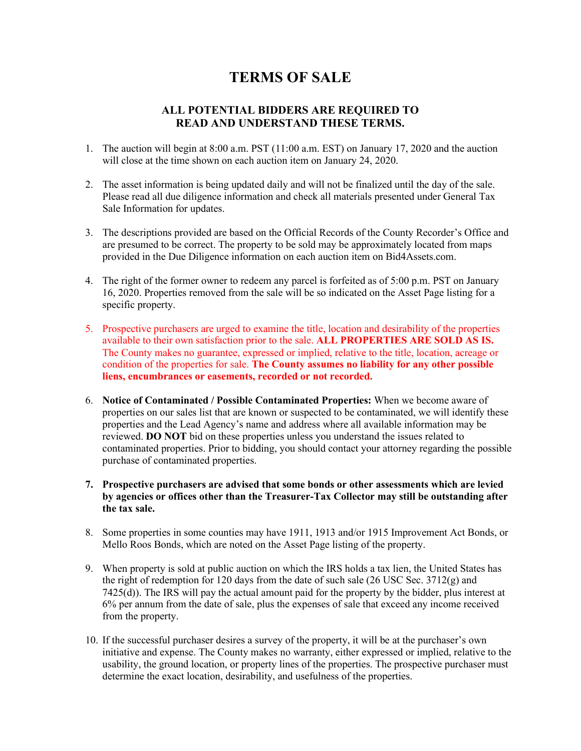# TERMS OF SALE

## ALL POTENTIAL BIDDERS ARE REQUIRED TO READ AND UNDERSTAND THESE TERMS.

1. The auction will begin at 8:00 a.m. PST (11:00 a.m. EST) on January 17, 2020 and the auction will close at the time shown on each auction item on January 24, 2020.

2. The asset information is being updated daily and will not be finalized until the day of the sale. Please read all due diligence information and check all materials presented under General Tax Sale Information for updates.

3. The descriptions provided are based on the Official Records of the County Recorder's Office and are presumed to be correct. The property to be sold may be approximately located from maps provided in the Due Diligence information on each auction item on Bid4Assets.com.

4. The right of the former owner to redeem any parcel is forfeited as of 5:00 p.m. PST on January 16, 2020. Properties removed from the sale will be so indicated on the Asset Page listing for a specific property.

5. Prospective purchasers are urged to examine the title, location and desirability of the properties available to their own satisfaction prior to the sale. **ALL PROPERTIES ARE SOLD AS IS.** The County makes no guarantee, expressed or implied, relative to the title, location, acreage or condition of the properties for sale. **The County assumes no liability for any other possible liens, encumbrances or easements, recorded or not recorded.**

6. **Notice of Contaminated / Possible Contaminated Properties:** When we become aware of properties on our sales list that are known or suspected to be contaminated, we will identify these properties and the Lead Agency's name and address where all available information may be reviewed. **DO NOT** bid on these properties unless you understand the issues related to contaminated properties. Prior to bidding, you should contact your attorney regarding the possible purchase of contaminated properties.

7. **Prospective purchasers are advised that some bonds or other assessments which are levied by agencies or offices other than the Treasurer-Tax Collector may still be outstanding after the tax sale.**

8. Some properties in some counties may have 1911, 1913 and/or 1915 Improvement Act Bonds, or Mello Roos Bonds, which are noted on the Asset Page listing of the property.

9. When property is sold at public auction on which the IRS holds a tax lien, the United States has the right of redemption for 120 days from the date of such sale (26 USC Sec. 3712(g) and 7425(d)). The IRS will pay the actual amount paid for the property by the bidder, plus interest at 6% per annum from the date of sale, plus the expenses of sale that exceed any income received from the property.

10. If the successful purchaser desires a survey of the property, it will be at the purchaser's own initiative and expense. The County makes no warranty, either expressed or implied, relative to the usability, the ground location, or property lines of the properties. The prospective purchaser must determine the exact location, desirability, and usefulness of the properties.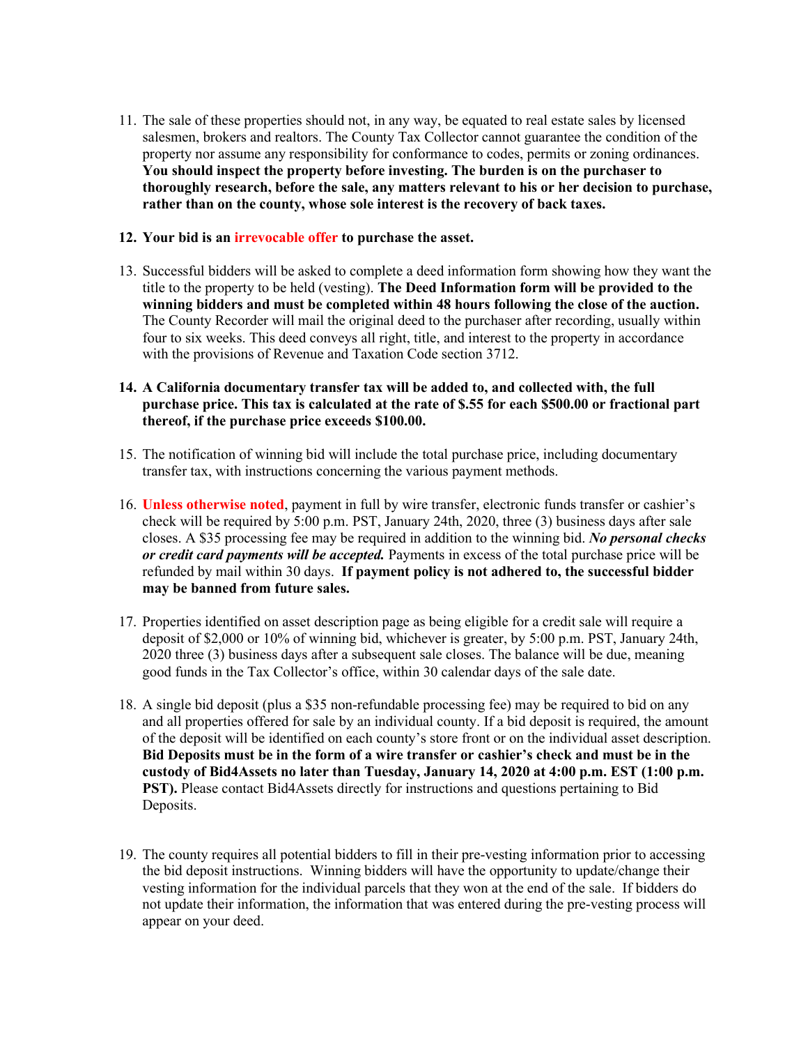11. The sale of these properties should not, in any way, be equated to real estate sales by licensed salesmen, brokers and realtors. The County Tax Collector cannot guarantee the condition of the property nor assume any responsibility for conformance to codes, permits or zoning ordinances. **You should inspect the property before investing. The burden is on the purchaser to thoroughly research, before the sale, any matters relevant to his or her decision to purchase, rather than on the county, whose sole interest is the recovery of back taxes.**

12. **Your bid is an irrevocable offer to purchase the asset.**

13. Successful bidders will be asked to complete a deed information form showing how they want the title to the property to be held (vesting). **The Deed Information form will be provided to the winning bidders and must be completed within 48 hours following the close of the auction.** The County Recorder will mail the original deed to the purchaser after recording, usually within four to six weeks. This deed conveys all right, title, and interest to the property in accordance with the provisions of Revenue and Taxation Code section 3712.

14. **A California documentary transfer tax will be added to, and collected with, the full purchase price. This tax is calculated at the rate of $.55 for each $500.00 or fractional part thereof, if the purchase price exceeds $100.00.**

15. The notification of winning bid will include the total purchase price, including documentary transfer tax, with instructions concerning the various payment methods.

16. **Unless otherwise noted**, payment in full by wire transfer, electronic funds transfer or cashier's check will be required by 5:00 p.m. PST, January 24th, 2020, three (3) business days after sale closes. A $35 processing fee may be required in addition to the winning bid. ***No personal checks or credit card payments will be accepted.*** Payments in excess of the total purchase price will be refunded by mail within 30 days. **If payment policy is not adhered to, the successful bidder may be banned from future sales.**

17. Properties identified on asset description page as being eligible for a credit sale will require a deposit of $2,000 or 10% of winning bid, whichever is greater, by 5:00 p.m. PST, January 24th, 2020 three (3) business days after a subsequent sale closes. The balance will be due, meaning good funds in the Tax Collector's office, within 30 calendar days of the sale date.

18. A single bid deposit (plus a $35 non-refundable processing fee) may be required to bid on any and all properties offered for sale by an individual county. If a bid deposit is required, the amount of the deposit will be identified on each county's store front or on the individual asset description. **Bid Deposits must be in the form of a wire transfer or cashier's check and must be in the custody of Bid4Assets no later than Tuesday, January 14, 2020 at 4:00 p.m. EST (1:00 p.m. PST).** Please contact Bid4Assets directly for instructions and questions pertaining to Bid Deposits.

19. The county requires all potential bidders to fill in their pre-vesting information prior to accessing the bid deposit instructions. Winning bidders will have the opportunity to update/change their vesting information for the individual parcels that they won at the end of the sale. If bidders do not update their information, the information that was entered during the pre-vesting process will appear on your deed.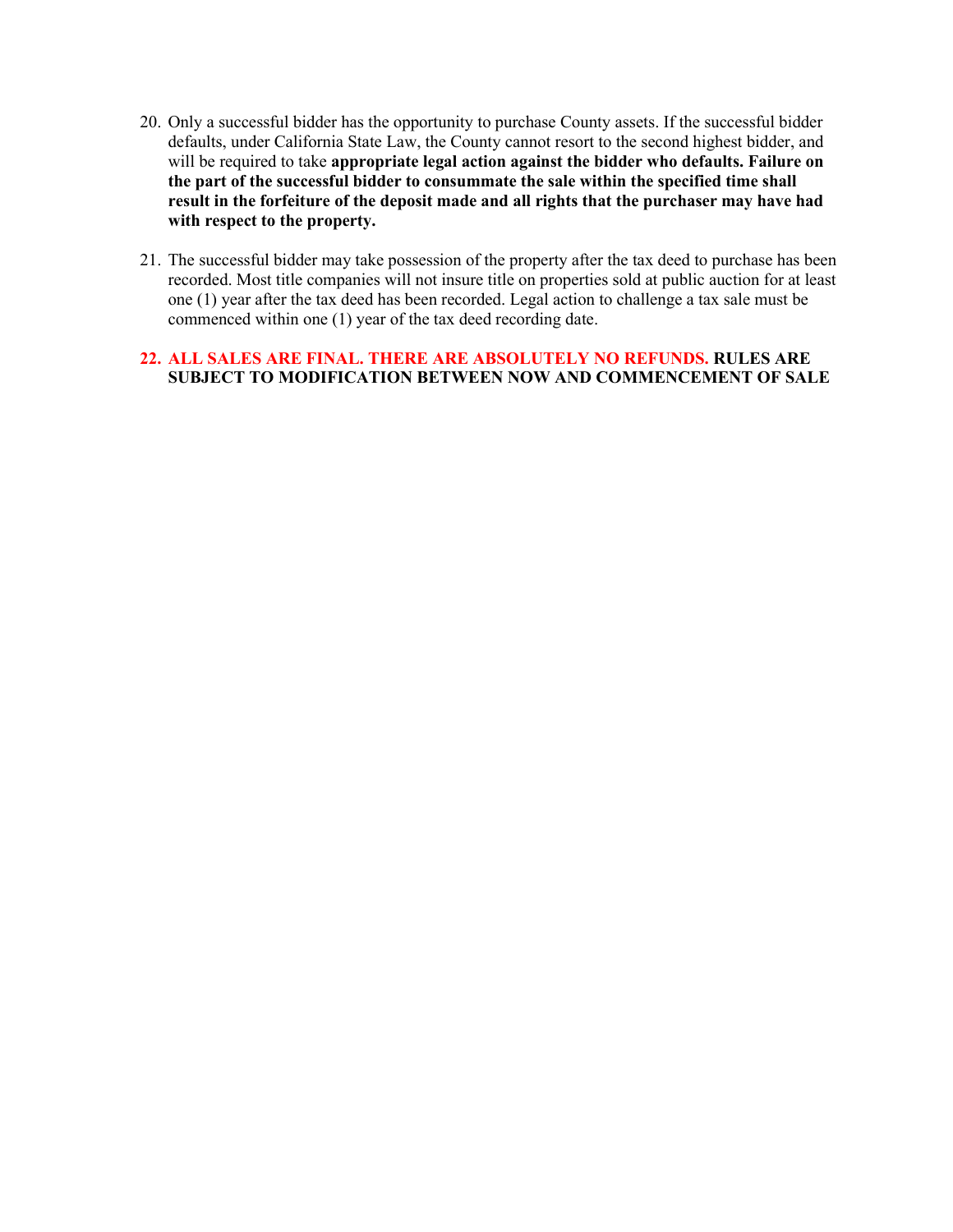20. Only a successful bidder has the opportunity to purchase County assets. If the successful bidder defaults, under California State Law, the County cannot resort to the second highest bidder, and will be required to take **appropriate legal action against the bidder who defaults. Failure on the part of the successful bidder to consummate the sale within the specified time shall result in the forfeiture of the deposit made and all rights that the purchaser may have had with respect to the property.**

21. The successful bidder may take possession of the property after the tax deed to purchase has been recorded. Most title companies will not insure title on properties sold at public auction for at least one (1) year after the tax deed has been recorded. Legal action to challenge a tax sale must be commenced within one (1) year of the tax deed recording date.

22. **ALL SALES ARE FINAL. THERE ARE ABSOLUTELY NO REFUNDS. RULES ARE SUBJECT TO MODIFICATION BETWEEN NOW AND COMMENCEMENT OF SALE**